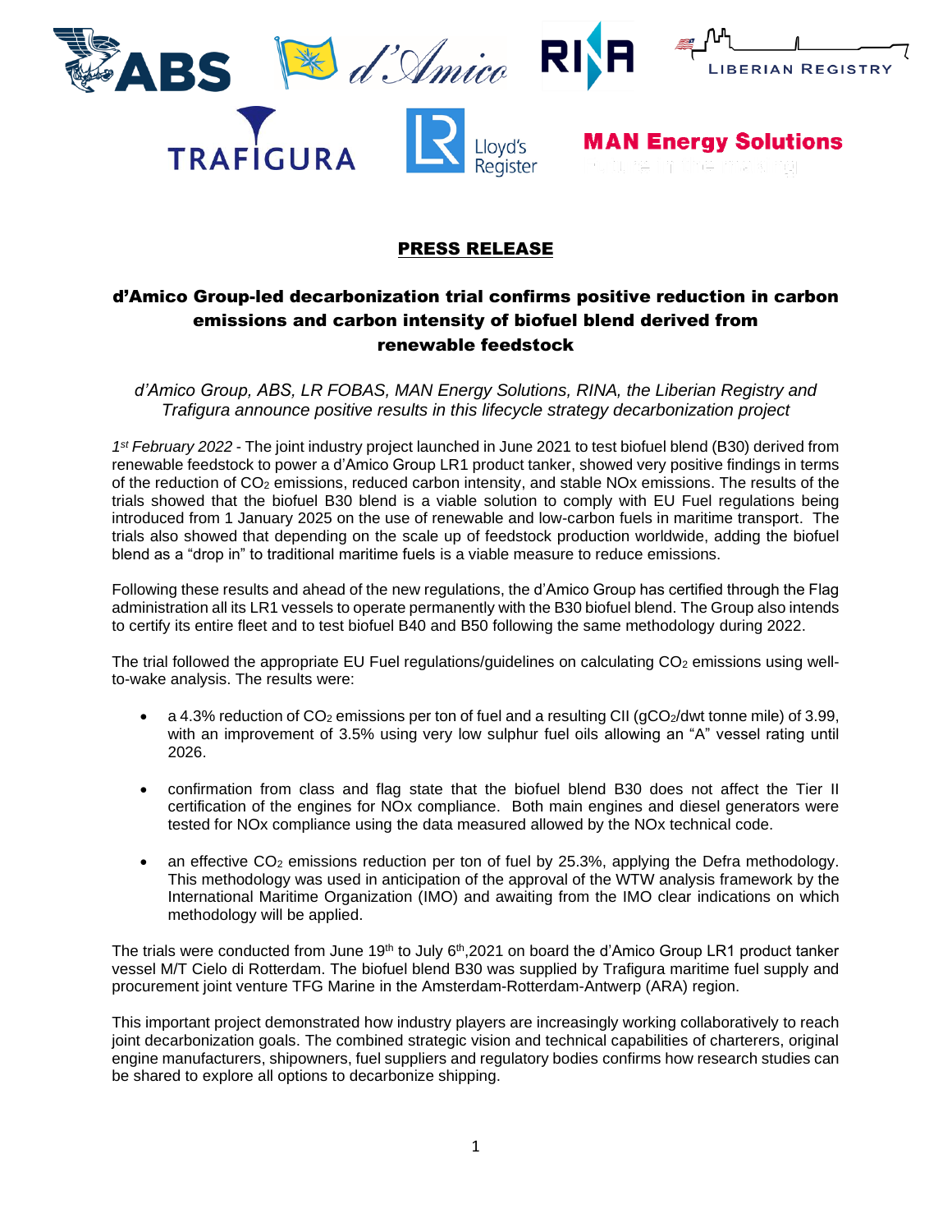## PRESS RELEASE

# d'Amico Group-led decarbonization trial confirms positive reduction in carbon emissions and carbon intensity of biofuel blend derived from renewable feedstock

*d'Amico Group, ABS, LR FOBAS, MAN Energy Solutions, RINA, the Liberian Registry and Trafigura announce positive results in this lifecycle strategy decarbonization project*

*1st February 2022* - The joint industry project launched in June 2021 to test biofuel blend (B30) derived from renewable feedstock to power a d'Amico Group LR1 product tanker, showed very positive findings in terms of the reduction of $CO_2$ emissions, reduced carbon intensity, and stable NOx emissions. The results of the trials showed that the biofuel B30 blend is a viable solution to comply with EU Fuel regulations being introduced from 1 January 2025 on the use of renewable and low-carbon fuels in maritime transport. The trials also showed that depending on the scale up of feedstock production worldwide, adding the biofuel blend as a "drop in" to traditional maritime fuels is a viable measure to reduce emissions.

Following these results and ahead of the new regulations, the d'Amico Group has certified through the Flag administration all its LR1 vessels to operate permanently with the B30 biofuel blend. The Group also intends to certify its entire fleet and to test biofuel B40 and B50 following the same methodology during 2022.

The trial followed the appropriate EU Fuel regulations/guidelines on calculating $CO_2$ emissions using well-to-wake analysis. The results were:

- a 4.3% reduction of $CO_2$ emissions per ton of fuel and a resulting CII ($gCO_2$/dwt tonne mile) of 3.99, with an improvement of 3.5% using very low sulphur fuel oils allowing an "A" vessel rating until 2026.
- confirmation from class and flag state that the biofuel blend B30 does not affect the Tier II certification of the engines for NOx compliance. Both main engines and diesel generators were tested for NOx compliance using the data measured allowed by the NOx technical code.
- an effective $CO_2$ emissions reduction per ton of fuel by 25.3%, applying the Defra methodology. This methodology was used in anticipation of the approval of the WTW analysis framework by the International Maritime Organization (IMO) and awaiting from the IMO clear indications on which methodology will be applied.

The trials were conducted from June 19th to July 6th,2021 on board the d'Amico Group LR1 product tanker vessel M/T Cielo di Rotterdam. The biofuel blend B30 was supplied by Trafigura maritime fuel supply and procurement joint venture TFG Marine in the Amsterdam-Rotterdam-Antwerp (ARA) region.

This important project demonstrated how industry players are increasingly working collaboratively to reach joint decarbonization goals. The combined strategic vision and technical capabilities of charterers, original engine manufacturers, shipowners, fuel suppliers and regulatory bodies confirms how research studies can be shared to explore all options to decarbonize shipping.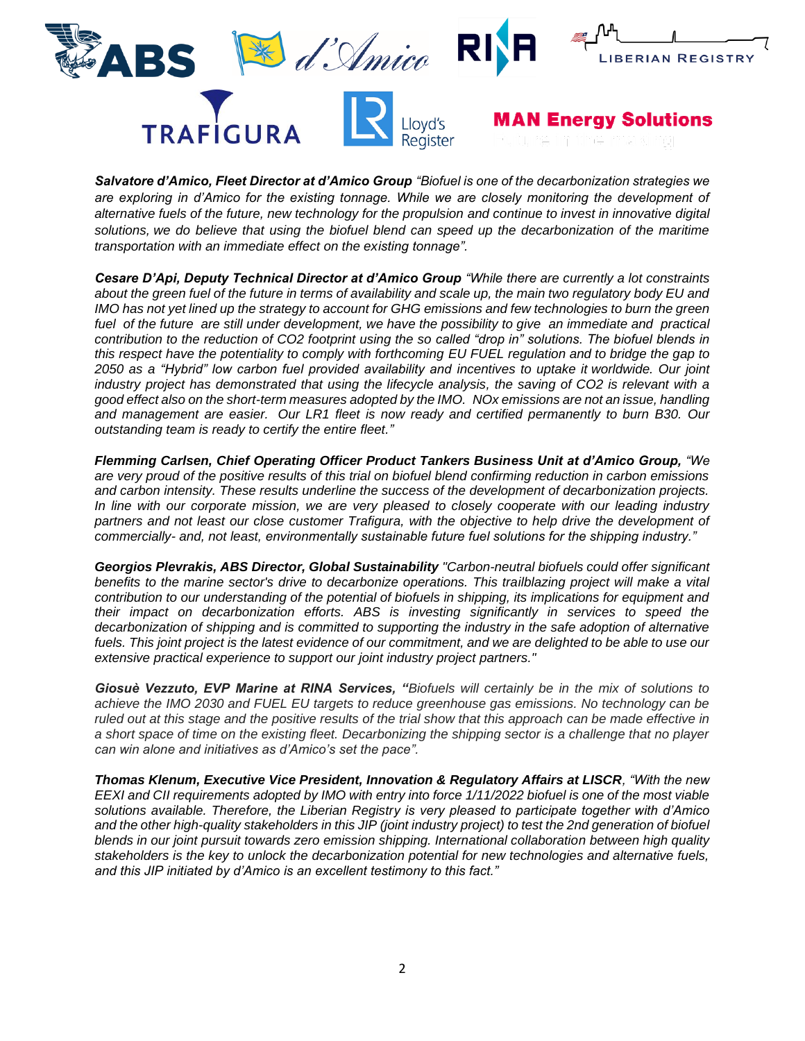***Salvatore d'Amico, Fleet Director at d'Amico Group*** *"Biofuel is one of the decarbonization strategies we are exploring in d'Amico for the existing tonnage. While we are closely monitoring the development of alternative fuels of the future, new technology for the propulsion and continue to invest in innovative digital solutions, we do believe that using the biofuel blend can speed up the decarbonization of the maritime transportation with an immediate effect on the existing tonnage".*

***Cesare D'Api, Deputy Technical Director at d'Amico Group*** *"While there are currently a lot constraints about the green fuel of the future in terms of availability and scale up, the main two regulatory body EU and IMO has not yet lined up the strategy to account for GHG emissions and few technologies to burn the green fuel of the future are still under development, we have the possibility to give an immediate and practical contribution to the reduction of CO2 footprint using the so called "drop in" solutions. The biofuel blends in this respect have the potentiality to comply with forthcoming EU FUEL regulation and to bridge the gap to 2050 as a "Hybrid" low carbon fuel provided availability and incentives to uptake it worldwide. Our joint industry project has demonstrated that using the lifecycle analysis, the saving of CO2 is relevant with a good effect also on the short-term measures adopted by the IMO. NOx emissions are not an issue, handling and management are easier. Our LR1 fleet is now ready and certified permanently to burn B30. Our outstanding team is ready to certify the entire fleet."*

***Flemming Carlsen, Chief Operating Officer Product Tankers Business Unit at d'Amico Group,*** *"We are very proud of the positive results of this trial on biofuel blend confirming reduction in carbon emissions and carbon intensity. These results underline the success of the development of decarbonization projects. In line with our corporate mission, we are very pleased to closely cooperate with our leading industry partners and not least our close customer Trafigura, with the objective to help drive the development of commercially- and, not least, environmentally sustainable future fuel solutions for the shipping industry."*

***Georgios Plevrakis, ABS Director, Global Sustainability*** *"Carbon-neutral biofuels could offer significant benefits to the marine sector's drive to decarbonize operations. This trailblazing project will make a vital contribution to our understanding of the potential of biofuels in shipping, its implications for equipment and their impact on decarbonization efforts. ABS is investing significantly in services to speed the decarbonization of shipping and is committed to supporting the industry in the safe adoption of alternative fuels. This joint project is the latest evidence of our commitment, and we are delighted to be able to use our extensive practical experience to support our joint industry project partners."*

***Giosuè Vezzuto, EVP Marine at RINA Services, "****Biofuels will certainly be in the mix of solutions to achieve the IMO 2030 and FUEL EU targets to reduce greenhouse gas emissions. No technology can be ruled out at this stage and the positive results of the trial show that this approach can be made effective in a short space of time on the existing fleet. Decarbonizing the shipping sector is a challenge that no player can win alone and initiatives as d'Amico's set the pace".*

***Thomas Klenum, Executive Vice President, Innovation & Regulatory Affairs at LISCR****, "With the new EEXI and CII requirements adopted by IMO with entry into force 1/11/2022 biofuel is one of the most viable solutions available. Therefore, the Liberian Registry is very pleased to participate together with d'Amico and the other high-quality stakeholders in this JIP (joint industry project) to test the 2nd generation of biofuel blends in our joint pursuit towards zero emission shipping. International collaboration between high quality stakeholders is the key to unlock the decarbonization potential for new technologies and alternative fuels, and this JIP initiated by d'Amico is an excellent testimony to this fact."*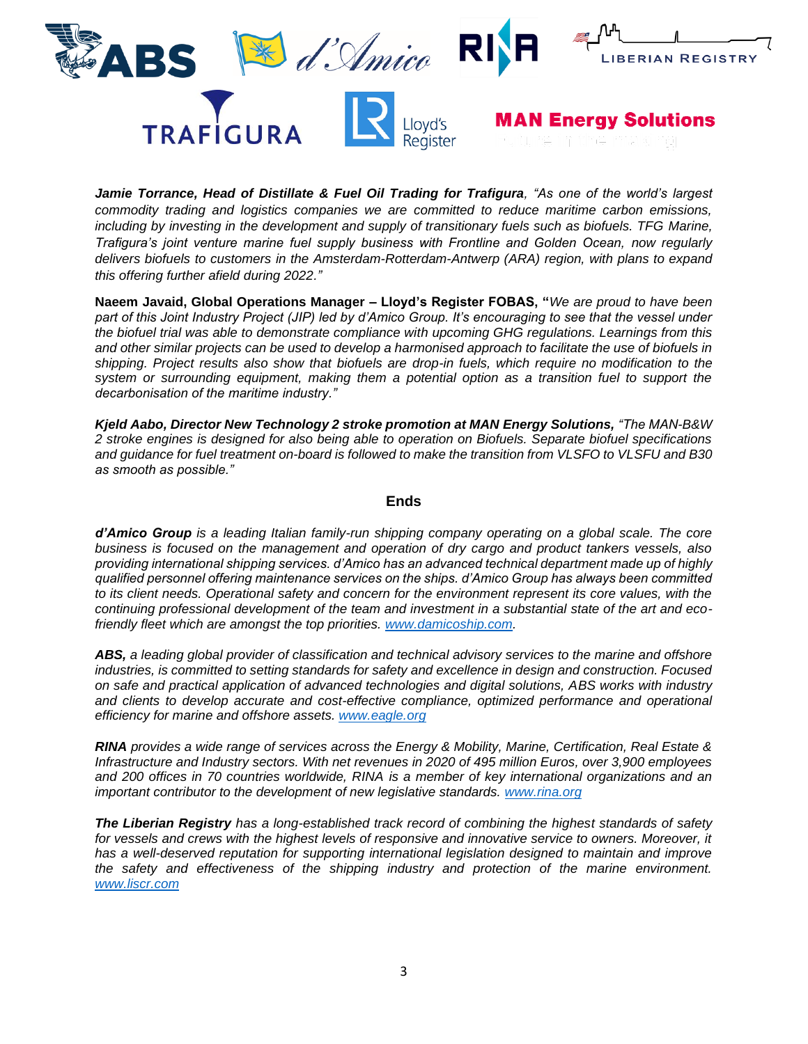***Jamie Torrance, Head of Distillate & Fuel Oil Trading for Trafigura**, "As one of the world's largest commodity trading and logistics companies we are committed to reduce maritime carbon emissions, including by investing in the development and supply of transitionary fuels such as biofuels. TFG Marine, Trafigura's joint venture marine fuel supply business with Frontline and Golden Ocean, now regularly delivers biofuels to customers in the Amsterdam-Rotterdam-Antwerp (ARA) region, with plans to expand this offering further afield during 2022."*

**Naeem Javaid, Global Operations Manager – Lloyd's Register FOBAS, "***We are proud to have been part of this Joint Industry Project (JIP) led by d'Amico Group. It's encouraging to see that the vessel under the biofuel trial was able to demonstrate compliance with upcoming GHG regulations. Learnings from this and other similar projects can be used to develop a harmonised approach to facilitate the use of biofuels in shipping. Project results also show that biofuels are drop-in fuels, which require no modification to the system or surrounding equipment, making them a potential option as a transition fuel to support the decarbonisation of the maritime industry."*

***Kjeld Aabo, Director New Technology 2 stroke promotion at MAN Energy Solutions,** "The MAN-B&W 2 stroke engines is designed for also being able to operation on Biofuels. Separate biofuel specifications and guidance for fuel treatment on-board is followed to make the transition from VLSFO to VLSFU and B30 as smooth as possible."*

**Ends**

***d'Amico Group** is a leading Italian family-run shipping company operating on a global scale. The core business is focused on the management and operation of dry cargo and product tankers vessels, also providing international shipping services. d'Amico has an advanced technical department made up of highly qualified personnel offering maintenance services on the ships. d'Amico Group has always been committed to its client needs. Operational safety and concern for the environment represent its core values, with the continuing professional development of the team and investment in a substantial state of the art and eco-friendly fleet which are amongst the top priorities. [www.damicoship.com](www.damicoship.com).*

***ABS,** a leading global provider of classification and technical advisory services to the marine and offshore industries, is committed to setting standards for safety and excellence in design and construction. Focused on safe and practical application of advanced technologies and digital solutions, ABS works with industry and clients to develop accurate and cost-effective compliance, optimized performance and operational efficiency for marine and offshore assets. [www.eagle.org](www.eagle.org)*

***RINA** provides a wide range of services across the Energy & Mobility, Marine, Certification, Real Estate & Infrastructure and Industry sectors. With net revenues in 2020 of 495 million Euros, over 3,900 employees and 200 offices in 70 countries worldwide, RINA is a member of key international organizations and an important contributor to the development of new legislative standards. [www.rina.org](www.rina.org)*

***The Liberian Registry** has a long-established track record of combining the highest standards of safety for vessels and crews with the highest levels of responsive and innovative service to owners. Moreover, it has a well-deserved reputation for supporting international legislation designed to maintain and improve the safety and effectiveness of the shipping industry and protection of the marine environment. [www.liscr.com](www.liscr.com)*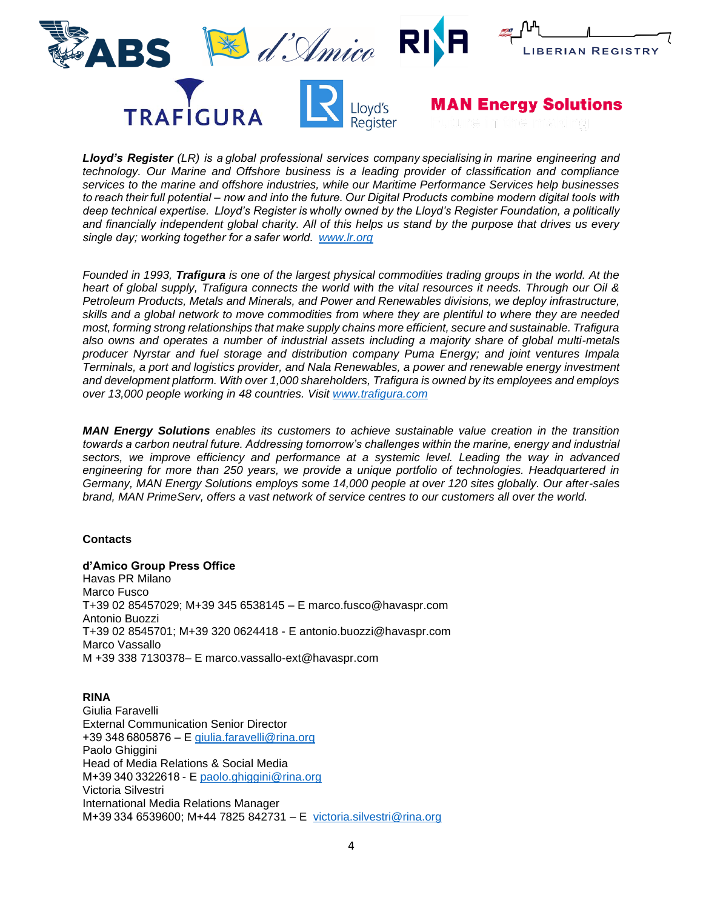*__Lloyd's Register__ (LR) is a global professional services company specialising in marine engineering and technology. Our Marine and Offshore business is a leading provider of classification and compliance services to the marine and offshore industries, while our Maritime Performance Services help businesses to reach their full potential – now and into the future. Our Digital Products combine modern digital tools with deep technical expertise. Lloyd's Register is wholly owned by the Lloyd's Register Foundation, a politically and financially independent global charity. All of this helps us stand by the purpose that drives us every single day; working together for a safer world. [www.lr.org](http://www.lr.org)*

*Founded in 1993, __Trafigura__ is one of the largest physical commodities trading groups in the world. At the heart of global supply, Trafigura connects the world with the vital resources it needs. Through our Oil & Petroleum Products, Metals and Minerals, and Power and Renewables divisions, we deploy infrastructure, skills and a global network to move commodities from where they are plentiful to where they are needed most, forming strong relationships that make supply chains more efficient, secure and sustainable. Trafigura also owns and operates a number of industrial assets including a majority share of global multi-metals producer Nyrstar and fuel storage and distribution company Puma Energy; and joint ventures Impala Terminals, a port and logistics provider, and Nala Renewables, a power and renewable energy investment and development platform. With over 1,000 shareholders, Trafigura is owned by its employees and employs over 13,000 people working in 48 countries. Visit [www.trafigura.com](http://www.trafigura.com)*

*__MAN Energy Solutions__ enables its customers to achieve sustainable value creation in the transition towards a carbon neutral future. Addressing tomorrow's challenges within the marine, energy and industrial sectors, we improve efficiency and performance at a systemic level. Leading the way in advanced engineering for more than 250 years, we provide a unique portfolio of technologies. Headquartered in Germany, MAN Energy Solutions employs some 14,000 people at over 120 sites globally. Our after-sales brand, MAN PrimeServ, offers a vast network of service centres to our customers all over the world.*

**Contacts**

**d'Amico Group Press Office**
Havas PR Milano
Marco Fusco
T+39 02 85457029; M+39 345 6538145 – E marco.fusco@havaspr.com
Antonio Buozzi
T+39 02 8545701; M+39 320 0624418 - E antonio.buozzi@havaspr.com
Marco Vassallo
M +39 338 7130378– E marco.vassallo-ext@havaspr.com

**RINA**
Giulia Faravelli
External Communication Senior Director
+39 348 6805876 – E [giulia.faravelli@rina.org](mailto:giulia.faravelli@rina.org)
Paolo Ghiggini
Head of Media Relations & Social Media
M+39 340 3322618 - E [paolo.ghiggini@rina.org](mailto:paolo.ghiggini@rina.org)
Victoria Silvestri
International Media Relations Manager
M+39 334 6539600; M+44 7825 842731 – E [victoria.silvestri@rina.org](mailto:victoria.silvestri@rina.org)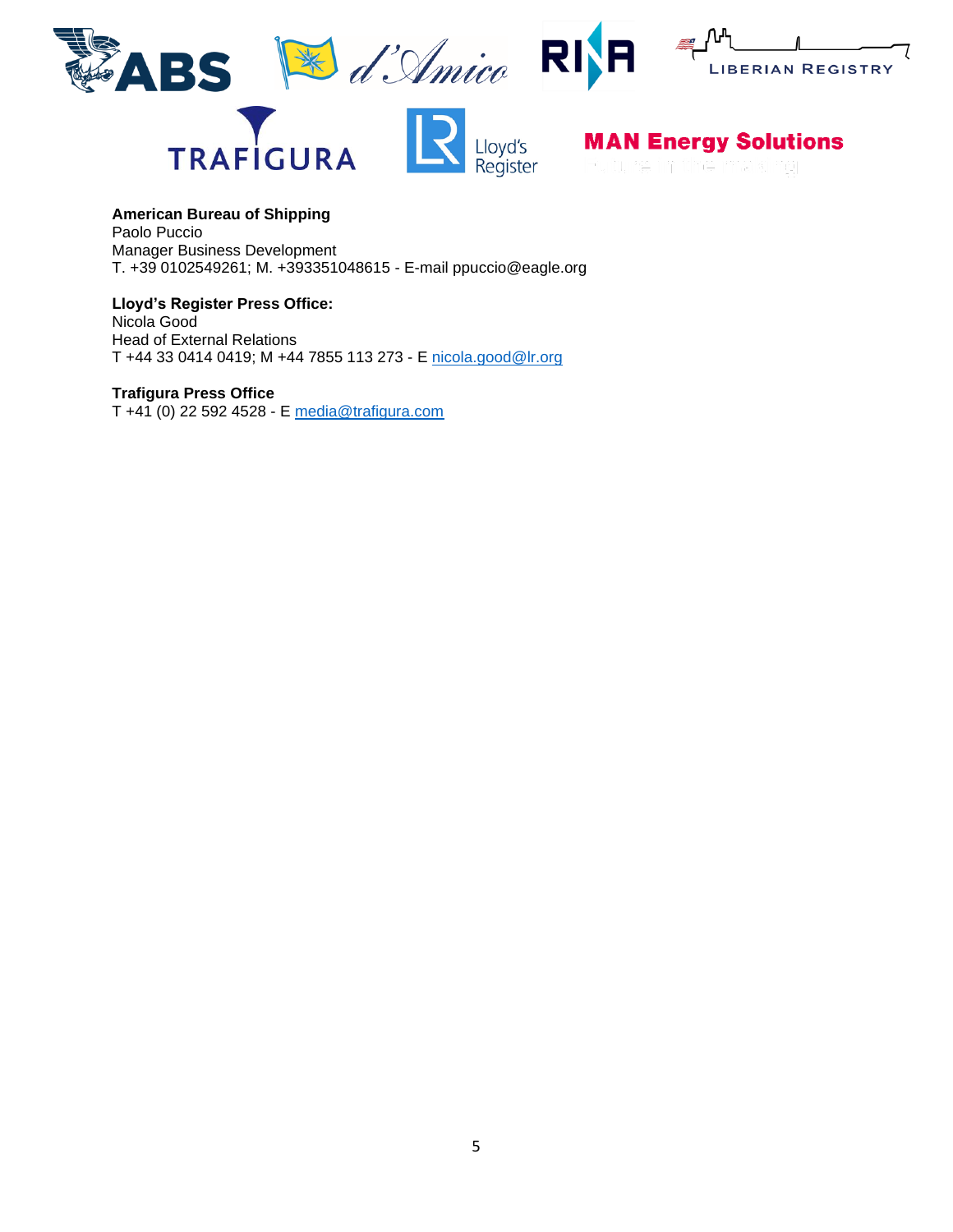**American Bureau of Shipping**
Paolo Puccio
Manager Business Development
T. +39 0102549261; M. +393351048615 - E-mail ppuccio@eagle.org

**Lloyd's Register Press Office:**
Nicola Good
Head of External Relations
T +44 33 0414 0419; M +44 7855 113 273 - E nicola.good@lr.org

**Trafigura Press Office**
T +41 (0) 22 592 4528 - E media@trafigura.com